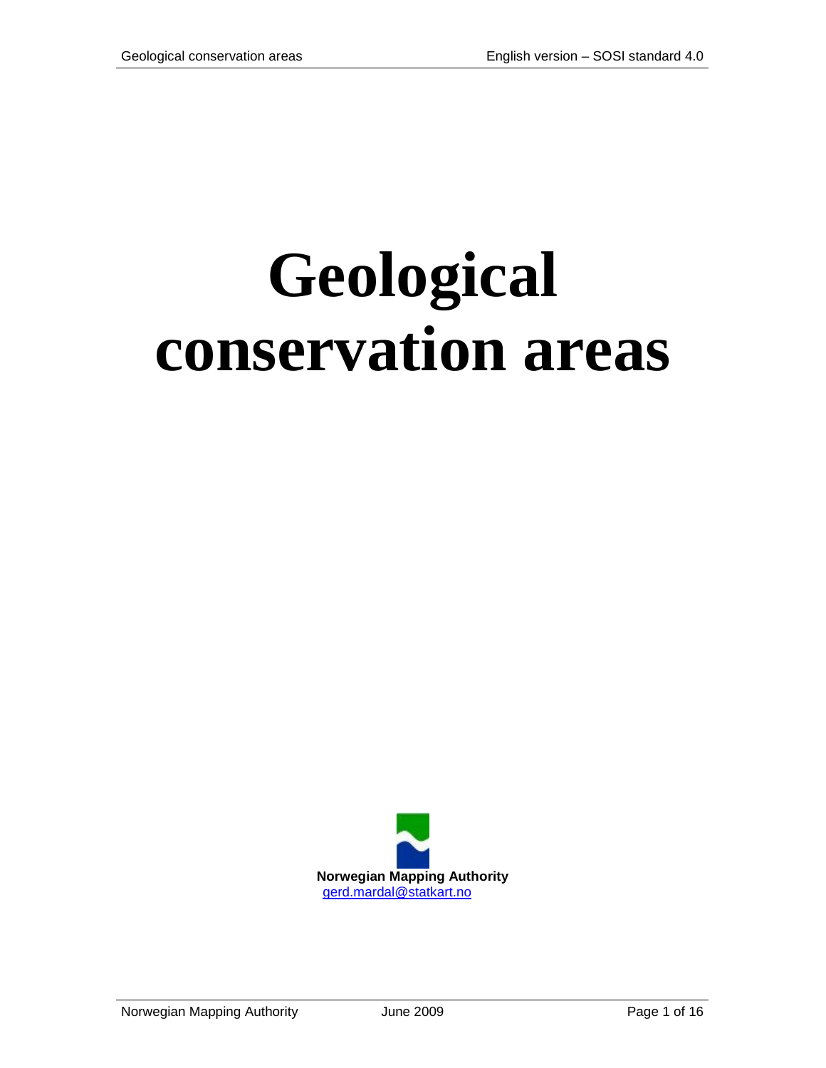# Geological conservation areas

**Norwegian Mapping Authority**
gerd.mardal@statkart.no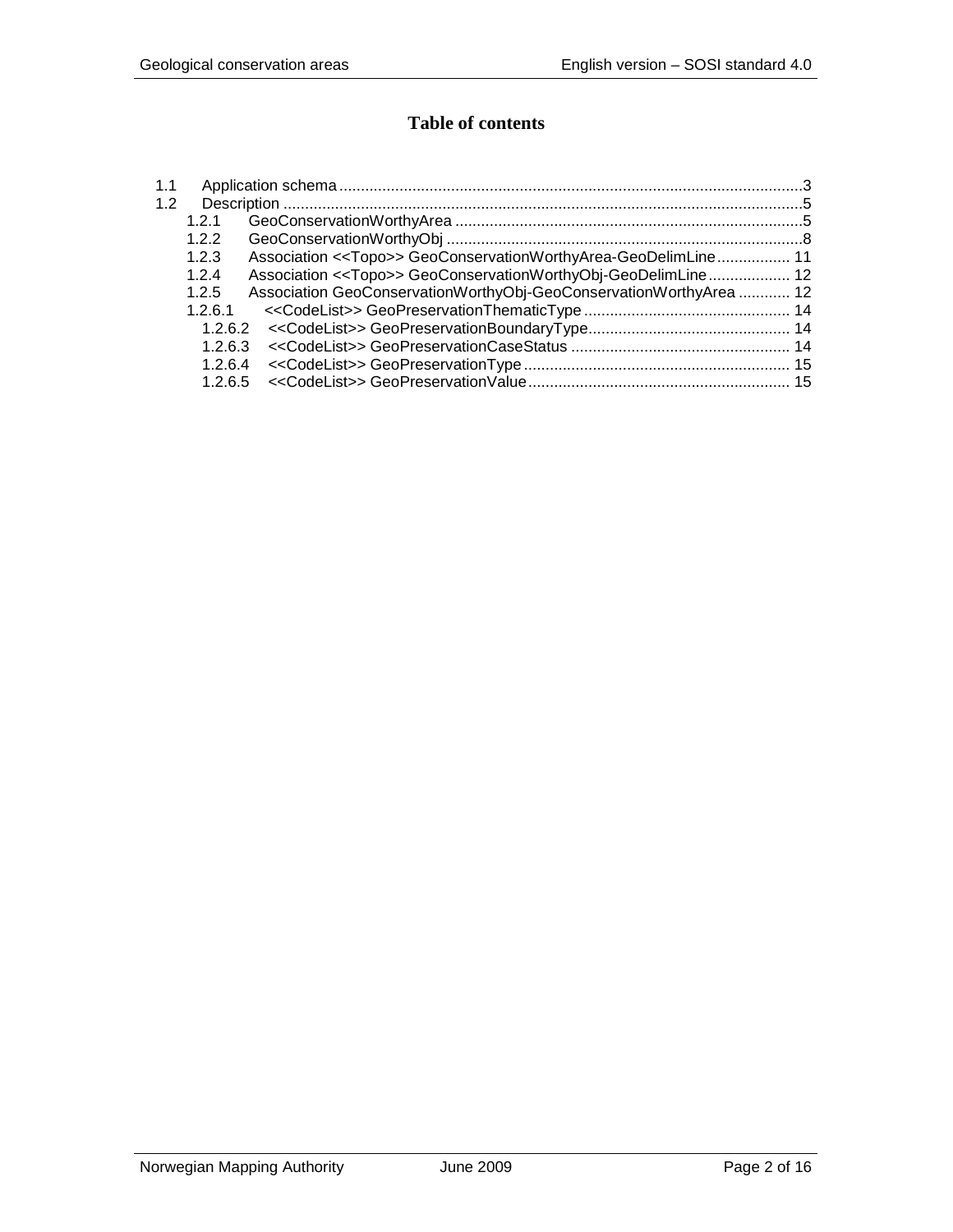# Table of contents

- 1.1 Application schema ........................................ 3
- 1.2 Description ........................................ 5
  - 1.2.1 GeoConservationWorthyArea ........................................ 5
  - 1.2.2 GeoConservationWorthyObj ........................................ 8
  - 1.2.3 Association <<Topo>> GeoConservationWorthyArea-GeoDelimLine ........................................ 11
  - 1.2.4 Association <<Topo>> GeoConservationWorthyObj-GeoDelimLine ........................................ 12
  - 1.2.5 Association GeoConservationWorthyObj-GeoConservationWorthyArea ........................................ 12
  - 1.2.6.1 <<CodeList>> GeoPreservationThematicType ........................................ 14
    - 1.2.6.2 <<CodeList>> GeoPreservationBoundaryType ........................................ 14
    - 1.2.6.3 <<CodeList>> GeoPreservationCaseStatus ........................................ 14
    - 1.2.6.4 <<CodeList>> GeoPreservationType ........................................ 15
    - 1.2.6.5 <<CodeList>> GeoPreservationValue ........................................ 15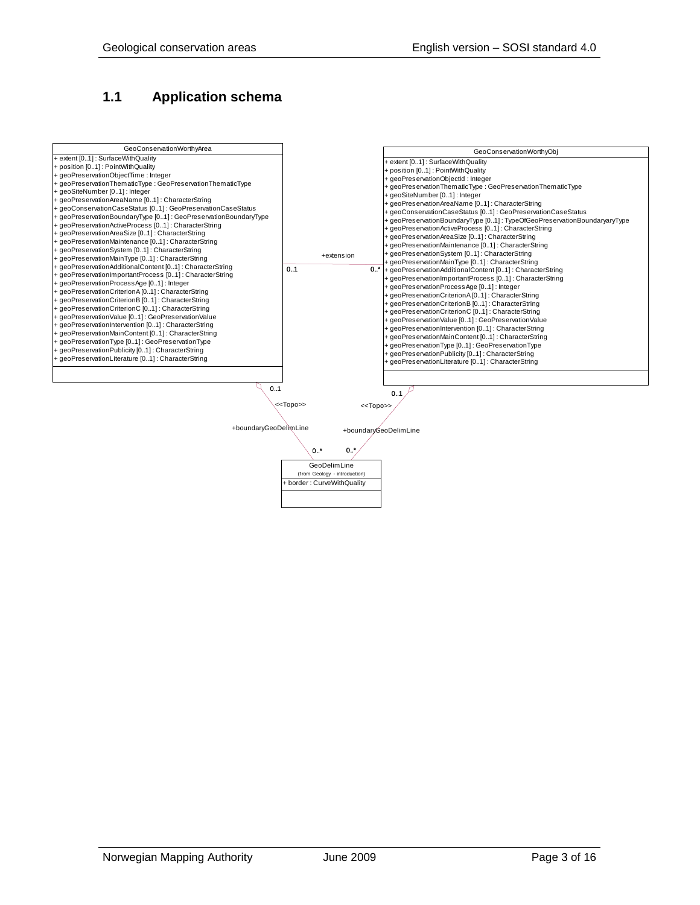## 1.1 Application schema

**GeoConservationWorthyArea**

+ extent [0..1] : SurfaceWithQuality
+ position [0..1] : PointWithQuality
+ geoPreservationObjectTime : Integer
+ geoPreservationThematicType : GeoPreservationThematicType
+ geoSiteNumber [0..1] : Integer
+ geoPreservationAreaName [0..1] : CharacterString
+ geoConservationCaseStatus [0..1] : GeoPreservationCaseStatus
+ geoPreservationBoundaryType [0..1] : GeoPreservationBoundaryType
+ geoPreservationActiveProcess [0..1] : CharacterString
+ geoPreservationAreaSize [0..1] : CharacterString
+ geoPreservationMaintenance [0..1] : CharacterString
+ geoPreservationSystem [0..1] : CharacterString
+ geoPreservationMainType [0..1] : CharacterString
+ geoPreservationAdditionalContent [0..1] : CharacterString
+ geoPreservationImportantProcess [0..1] : CharacterString
+ geoPreservationProcessAge [0..1] : Integer
+ geoPreservationCriterionA [0..1] : CharacterString
+ geoPreservationCriterionB [0..1] : CharacterString
+ geoPreservationCriterionC [0..1] : CharacterString
+ geoPreservationValue [0..1] : GeoPreservationValue
+ geoPreservationIntervention [0..1] : CharacterString
+ geoPreservationMainContent [0..1] : CharacterString
+ geoPreservationType [0..1] : GeoPreservationType
+ geoPreservationPublicity [0..1] : CharacterString
+ geoPreservationLiterature [0..1] : CharacterString

**GeoConservationWorthyObj**

+ extent [0..1] : SurfaceWithQuality
+ position [0..1] : PointWithQuality
+ geoPreservationObjectId : Integer
+ geoPreservationThematicType : GeoPreservationThematicType
+ geoSiteNumber [0..1] : Integer
+ geoPreservationAreaName [0..1] : CharacterString
+ geoConservationCaseStatus [0..1] : GeoPreservationCaseStatus
+ geoPreservationBoundaryType [0..1] : TypeOfGeoPreservationBoundaryaryType
+ geoPreservationActiveProcess [0..1] : CharacterString
+ geoPreservationAreaSize [0..1] : CharacterString
+ geoPreservationMaintenance [0..1] : CharacterString
+ geoPreservationSystem [0..1] : CharacterString
+ geoPreservationMainType [0..1] : CharacterString
+ geoPreservationAdditionalContent [0..1] : CharacterString
+ geoPreservationImportantProcess [0..1] : CharacterString
+ geoPreservationProcessAge [0..1] : Integer
+ geoPreservationCriterionA [0..1] : CharacterString
+ geoPreservationCriterionB [0..1] : CharacterString
+ geoPreservationCriterionC [0..1] : CharacterString
+ geoPreservationValue [0..1] : GeoPreservationValue
+ geoPreservationIntervention [0..1] : CharacterString
+ geoPreservationMainContent [0..1] : CharacterString
+ geoPreservationType [0..1] : GeoPreservationType
+ geoPreservationPublicity [0..1] : CharacterString
+ geoPreservationLiterature [0..1] : CharacterString

**GeoDelimLine**
(from Geology - introduction)

+ border : CurveWithQuality

Associations:

- GeoConservationWorthyArea 0..1 — +extension — 0..* GeoConservationWorthyObj
- GeoConservationWorthyArea 0..1 — <<Topo>> +boundaryGeoDelimLine — 0..* GeoDelimLine
- GeoConservationWorthyObj 0..1 — <<Topo>> +boundaryGeoDelimLine — 0..* GeoDelimLine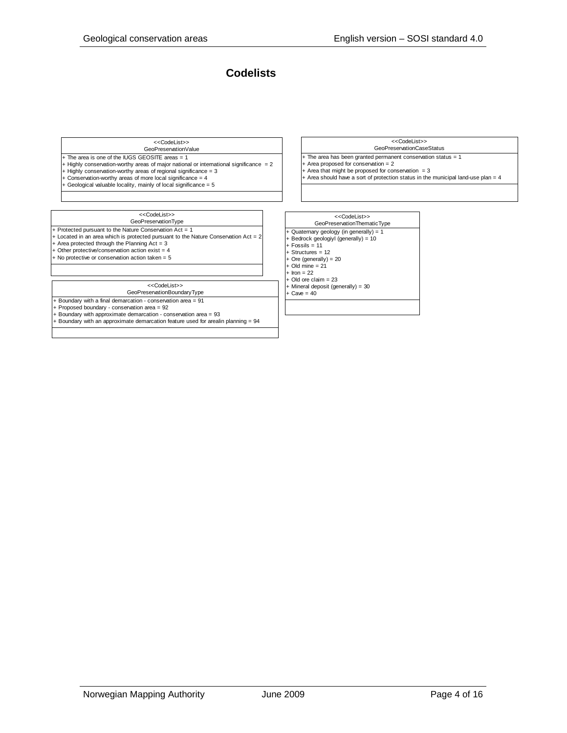## Codelists

**<<CodeList>>**
**GeoPreservationValue**

+ The area is one of the IUGS GEOSITE areas = 1
+ Highly conservation-worthy areas of major national or international significance = 2
+ Highly conservation-worthy areas of regional significance = 3
+ Conservation-worthy areas of more local significance = 4
+ Geological valuable locality, mainly of local significance = 5

**<<CodeList>>**
**GeoPreservationCaseStatus**

+ The area has been granted permanent conservation status = 1
+ Area proposed for conservation = 2
+ Area that might be proposed for conservation = 3
+ Area should have a sort of protection status in the municipal land-use plan = 4

**<<CodeList>>**
**GeoPreservationType**

+ Protected pursuant to the Nature Conservation Act = 1
+ Located in an area which is protected pursuant to the Nature Conservation Act = 2
+ Area protected through the Planning Act = 3
+ Other protective/conservation action exist = 4
+ No protective or conservation action taken = 5

**<<CodeList>>**
**GeoPreservationThematicType**

+ Quaternary geology (in generally) = 1
+ Bedrock geologiyl (generally) = 10
+ Fossils = 11
+ Structures = 12
+ Ore (generally) = 20
+ Old mine = 21
+ Iron = 22
+ Old ore claim = 23
+ Mineral deposit (generally) = 30
+ Cave = 40

**<<CodeList>>**
**GeoPreservationBoundaryType**

+ Boundary with a final demarcation - conservation area = 91
+ Proposed boundary - conservation area = 92
+ Boundary with approximate demarcation - conservation area = 93
+ Boundary with an approximate demarcation feature used for arealin planning = 94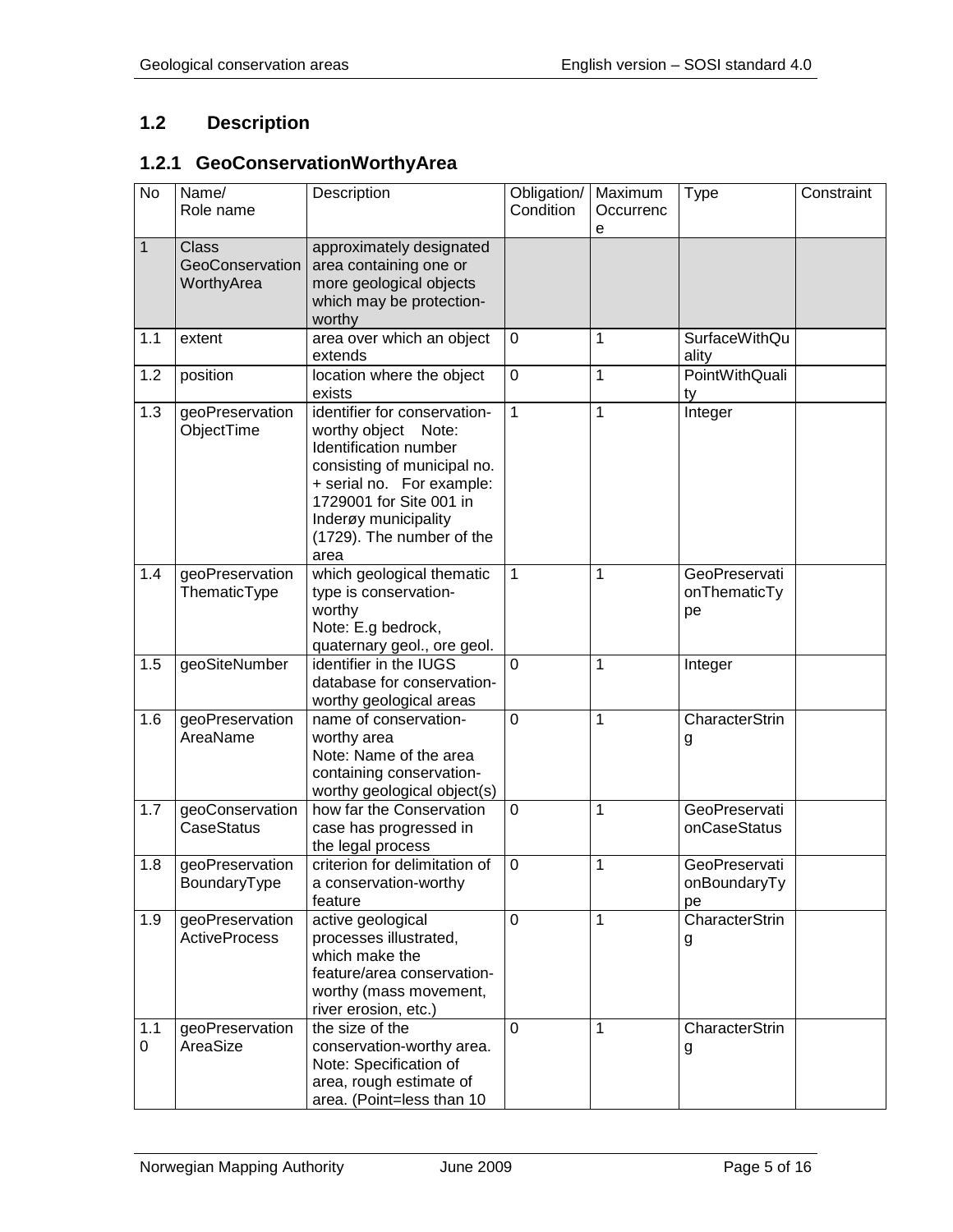## 1.2 Description

### 1.2.1 GeoConservationWorthyArea

| No | Name/ Role name | Description | Obligation/ Condition | Maximum Occurrence | Type | Constraint |
|---|---|---|---|---|---|---|
| 1 | Class GeoConservationWorthyArea | approximately designated area containing one or more geological objects which may be protection-worthy | | | | |
| 1.1 | extent | area over which an object extends | 0 | 1 | SurfaceWithQuality | |
| 1.2 | position | location where the object exists | 0 | 1 | PointWithQuality | |
| 1.3 | geoPreservationObjectTime | identifier for conservation-worthy object Note: Identification number consisting of municipal no. + serial no. For example: 1729001 for Site 001 in Inderøy municipality (1729). The number of the area | 1 | 1 | Integer | |
| 1.4 | geoPreservationThematicType | which geological thematic type is conservation-worthy Note: E.g bedrock, quaternary geol., ore geol. | 1 | 1 | GeoPreservationThematicType | |
| 1.5 | geoSiteNumber | identifier in the IUGS database for conservation-worthy geological areas | 0 | 1 | Integer | |
| 1.6 | geoPreservationAreaName | name of conservation-worthy area Note: Name of the area containing conservation-worthy geological object(s) | 0 | 1 | CharacterString | |
| 1.7 | geoConservationCaseStatus | how far the Conservation case has progressed in the legal process | 0 | 1 | GeoPreservationCaseStatus | |
| 1.8 | geoPreservationBoundaryType | criterion for delimitation of a conservation-worthy feature | 0 | 1 | GeoPreservationBoundaryType | |
| 1.9 | geoPreservationActiveProcess | active geological processes illustrated, which make the feature/area conservation-worthy (mass movement, river erosion, etc.) | 0 | 1 | CharacterString | |
| 1.10 | geoPreservationAreaSize | the size of the conservation-worthy area. Note: Specification of area, rough estimate of area. (Point=less than 10 | 0 | 1 | CharacterString | |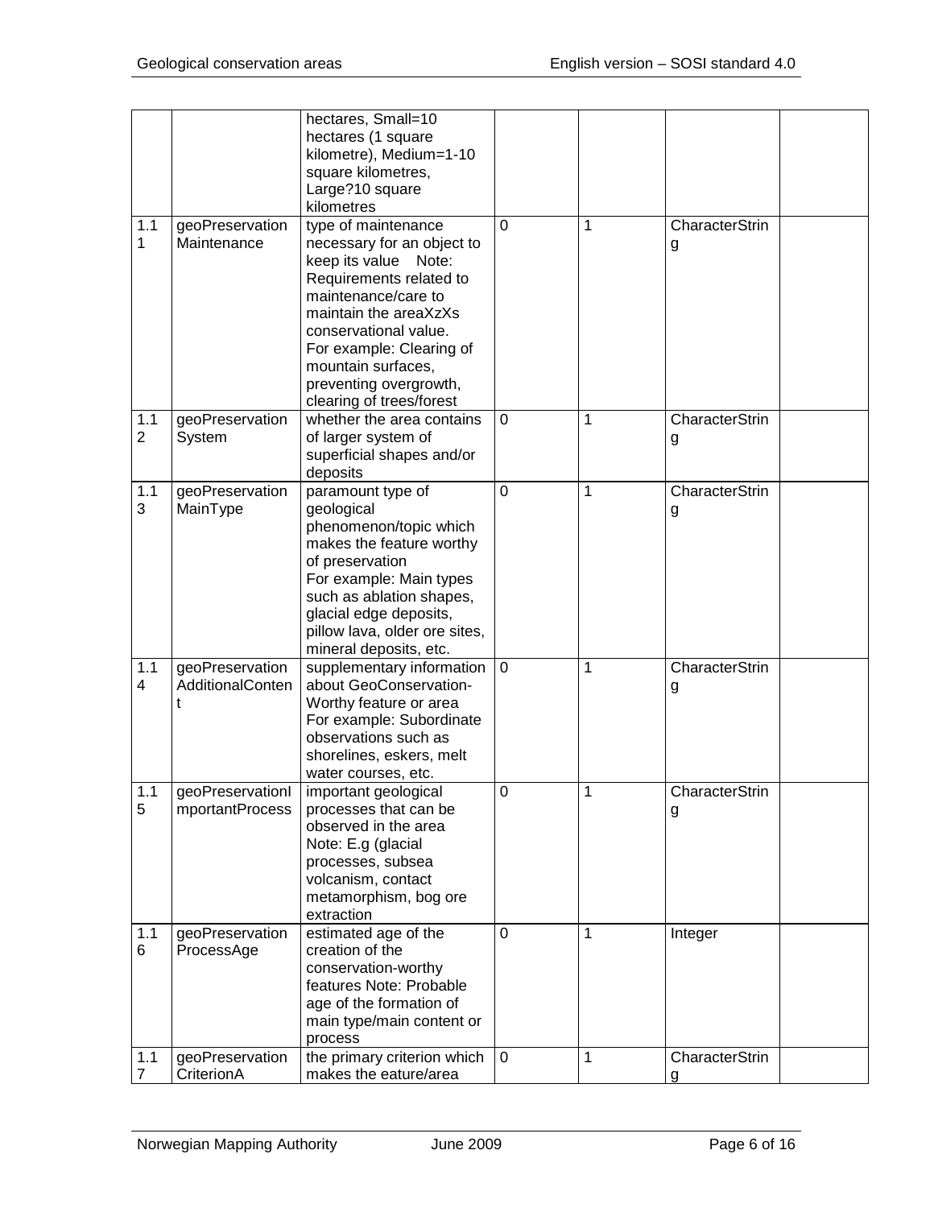| | | hectares, Small=10 hectares (1 square kilometre), Medium=1-10 square kilometres, Large?10 square kilometres | | | | |
|---|---|---|---|---|---|---|
| 1.11 | geoPreservationMaintenance | type of maintenance necessary for an object to keep its value Note: Requirements related to maintenance/care to maintain the areaXzXs conservational value. For example: Clearing of mountain surfaces, preventing overgrowth, clearing of trees/forest | 0 | 1 | CharacterString | |
| 1.12 | geoPreservationSystem | whether the area contains of larger system of superficial shapes and/or deposits | 0 | 1 | CharacterString | |
| 1.13 | geoPreservationMainType | paramount type of geological phenomenon/topic which makes the feature worthy of preservation For example: Main types such as ablation shapes, glacial edge deposits, pillow lava, older ore sites, mineral deposits, etc. | 0 | 1 | CharacterString | |
| 1.14 | geoPreservationAdditionalContent | supplementary information about GeoConservation-Worthy feature or area For example: Subordinate observations such as shorelines, eskers, melt water courses, etc. | 0 | 1 | CharacterString | |
| 1.15 | geoPreservationImportantProcess | important geological processes that can be observed in the area Note: E.g (glacial processes, subsea volcanism, contact metamorphism, bog ore extraction | 0 | 1 | CharacterString | |
| 1.16 | geoPreservationProcessAge | estimated age of the creation of the conservation-worthy features Note: Probable age of the formation of main type/main content or process | 0 | 1 | Integer | |
| 1.17 | geoPreservationCriterionA | the primary criterion which makes the eature/area | 0 | 1 | CharacterString | |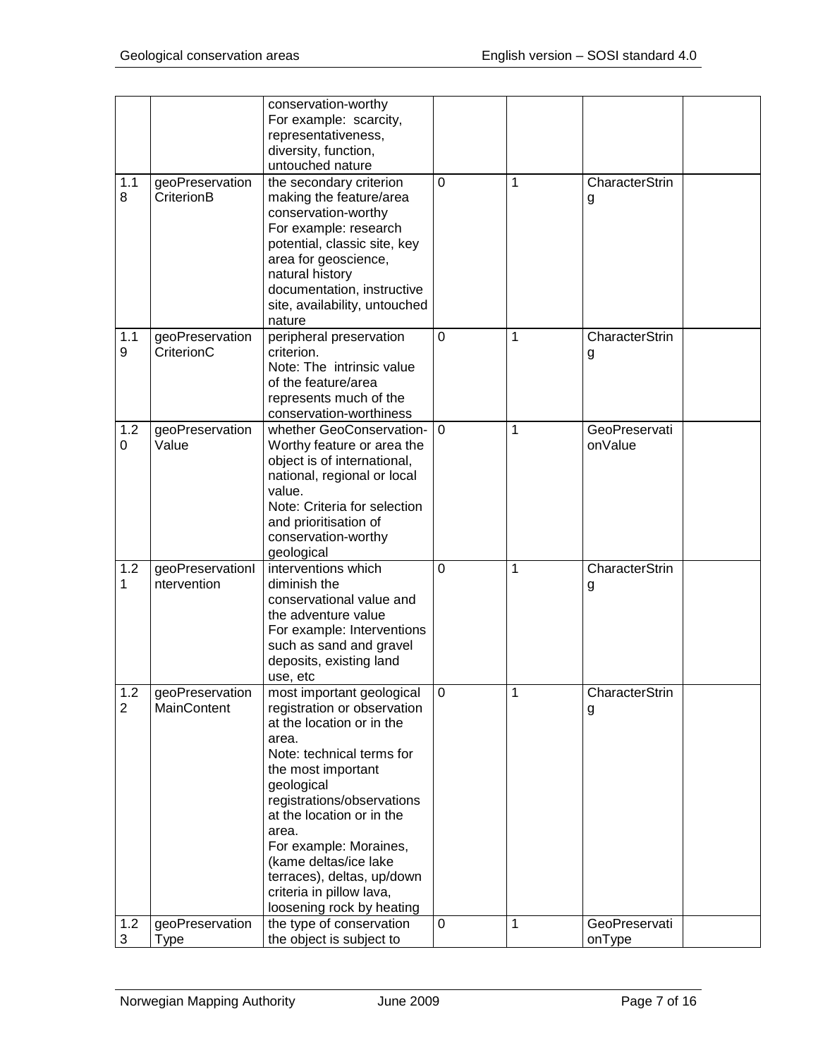| | | | | | | |
|---|---|---|---|---|---|---|
| | | conservation-worthy<br>For example: scarcity, representativeness, diversity, function, untouched nature | | | | |
| 1.18 | geoPreservationCriterionB | the secondary criterion making the feature/area conservation-worthy<br>For example: research potential, classic site, key area for geoscience, natural history documentation, instructive site, availability, untouched nature | 0 | 1 | CharacterString | |
| 1.19 | geoPreservationCriterionC | peripheral preservation criterion.<br>Note: The intrinsic value of the feature/area represents much of the conservation-worthiness | 0 | 1 | CharacterString | |
| 1.20 | geoPreservationValue | whether GeoConservation-Worthy feature or area the object is of international, national, regional or local value.<br>Note: Criteria for selection and prioritisation of conservation-worthy geological | 0 | 1 | GeoPreservationValue | |
| 1.21 | geoPreservationIntervention | interventions which diminish the conservational value and the adventure value<br>For example: Interventions such as sand and gravel deposits, existing land use, etc | 0 | 1 | CharacterString | |
| 1.22 | geoPreservationMainContent | most important geological registration or observation at the location or in the area.<br>Note: technical terms for the most important geological registrations/observations at the location or in the area.<br>For example: Moraines, (kame deltas/ice lake terraces), deltas, up/down criteria in pillow lava, loosening rock by heating | 0 | 1 | CharacterString | |
| 1.23 | geoPreservationType | the type of conservation the object is subject to | 0 | 1 | GeoPreservationType | |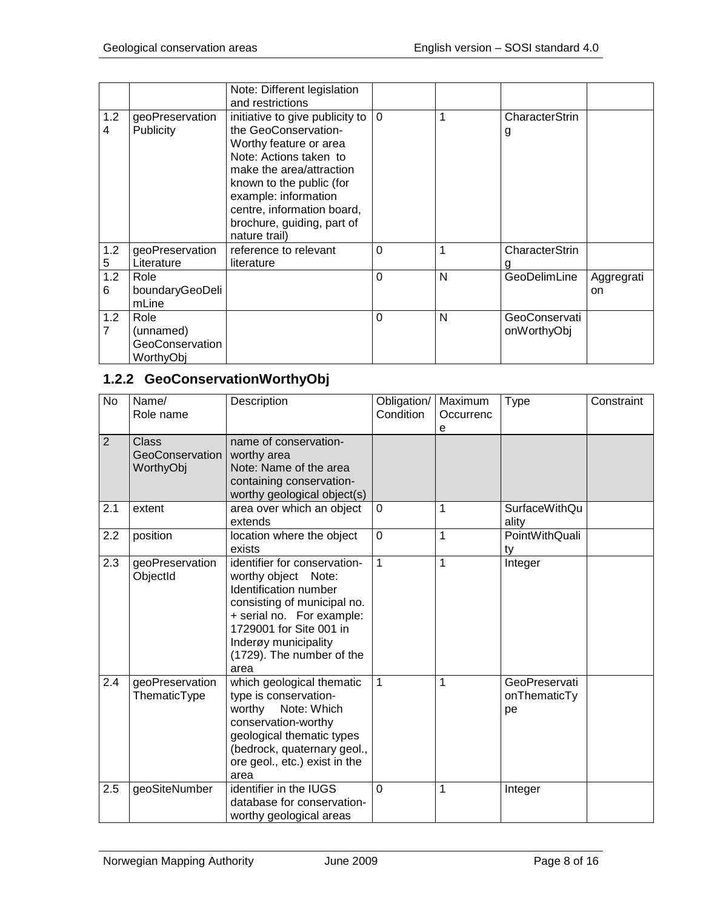| | | Note: Different legislation and restrictions | | | | |
|---|---|---|---|---|---|---|
| 1.24 | geoPreservationPublicity | initiative to give publicity to the GeoConservation-Worthy feature or area Note: Actions taken to make the area/attraction known to the public (for example: information centre, information board, brochure, guiding, part of nature trail) | 0 | 1 | CharacterString | |
| 1.25 | geoPreservationLiterature | reference to relevant literature | 0 | 1 | CharacterString | |
| 1.26 | Role boundaryGeoDelimLine | | 0 | N | GeoDelimLine | Aggregation |
| 1.27 | Role (unnamed) GeoConservationWorthyObj | | 0 | N | GeoConservationWorthyObj | |

### 1.2.2 GeoConservationWorthyObj

| No | Name/ Role name | Description | Obligation/ Condition | Maximum Occurrence | Type | Constraint |
|---|---|---|---|---|---|---|
| 2 | Class GeoConservationWorthyObj | name of conservation-worthy area Note: Name of the area containing conservation-worthy geological object(s) | | | | |
| 2.1 | extent | area over which an object extends | 0 | 1 | SurfaceWithQuality | |
| 2.2 | position | location where the object exists | 0 | 1 | PointWithQuality | |
| 2.3 | geoPreservationObjectId | identifier for conservation-worthy object Note: Identification number consisting of municipal no. + serial no. For example: 1729001 for Site 001 in Inderøy municipality (1729). The number of the area | 1 | 1 | Integer | |
| 2.4 | geoPreservationThematicType | which geological thematic type is conservation-worthy Note: Which conservation-worthy geological thematic types (bedrock, quaternary geol., ore geol., etc.) exist in the area | 1 | 1 | GeoPreservationThematicType | |
| 2.5 | geoSiteNumber | identifier in the IUGS database for conservation-worthy geological areas | 0 | 1 | Integer | |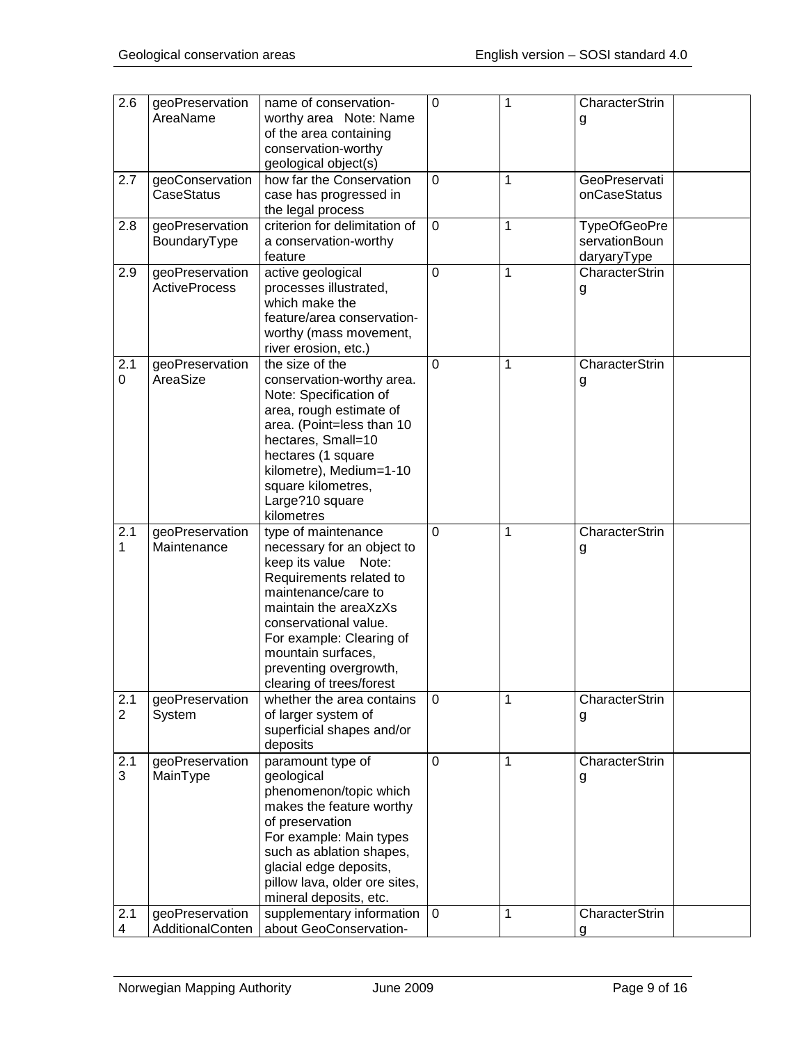| 2.6 | geoPreservation AreaName | name of conservation-worthy area Note: Name of the area containing conservation-worthy geological object(s) | 0 | 1 | CharacterString | |
|---|---|---|---|---|---|---|
| 2.7 | geoConservation CaseStatus | how far the Conservation case has progressed in the legal process | 0 | 1 | GeoPreservationCaseStatus | |
| 2.8 | geoPreservation BoundaryType | criterion for delimitation of a conservation-worthy feature | 0 | 1 | TypeOfGeoPreservationBoundaryType | |
| 2.9 | geoPreservation ActiveProcess | active geological processes illustrated, which make the feature/area conservation-worthy (mass movement, river erosion, etc.) | 0 | 1 | CharacterString | |
| 2.10 | geoPreservation AreaSize | the size of the conservation-worthy area. Note: Specification of area, rough estimate of area. (Point=less than 10 hectares, Small=10 hectares (1 square kilometre), Medium=1-10 square kilometres, Large?10 square kilometres | 0 | 1 | CharacterString | |
| 2.11 | geoPreservation Maintenance | type of maintenance necessary for an object to keep its value Note: Requirements related to maintenance/care to maintain the areaXzXs conservational value. For example: Clearing of mountain surfaces, preventing overgrowth, clearing of trees/forest | 0 | 1 | CharacterString | |
| 2.12 | geoPreservation System | whether the area contains of larger system of superficial shapes and/or deposits | 0 | 1 | CharacterString | |
| 2.13 | geoPreservation MainType | paramount type of geological phenomenon/topic which makes the feature worthy of preservation For example: Main types such as ablation shapes, glacial edge deposits, pillow lava, older ore sites, mineral deposits, etc. | 0 | 1 | CharacterString | |
| 2.14 | geoPreservation AdditionalConten | supplementary information about GeoConservation- | 0 | 1 | CharacterString | |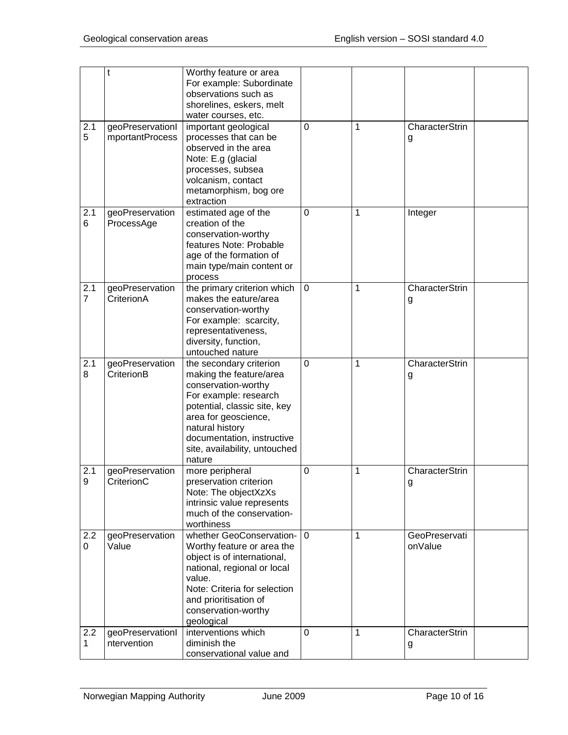|  |  |  |  |  |  |  |
|---|---|---|---|---|---|---|
|  | t | Worthy feature or area For example: Subordinate observations such as shorelines, eskers, melt water courses, etc. |  |  |  |  |
| 2.15 | geoPreservationImportantProcess | important geological processes that can be observed in the area Note: E.g (glacial processes, subsea volcanism, contact metamorphism, bog ore extraction | 0 | 1 | CharacterString |  |
| 2.16 | geoPreservationProcessAge | estimated age of the creation of the conservation-worthy features Note: Probable age of the formation of main type/main content or process | 0 | 1 | Integer |  |
| 2.17 | geoPreservationCriterionA | the primary criterion which makes the eature/area conservation-worthy For example: scarcity, representativeness, diversity, function, untouched nature | 0 | 1 | CharacterString |  |
| 2.18 | geoPreservationCriterionB | the secondary criterion making the feature/area conservation-worthy For example: research potential, classic site, key area for geoscience, natural history documentation, instructive site, availability, untouched nature | 0 | 1 | CharacterString |  |
| 2.19 | geoPreservationCriterionC | more peripheral preservation criterion Note: The objectXzXs intrinsic value represents much of the conservation-worthiness | 0 | 1 | CharacterString |  |
| 2.20 | geoPreservationValue | whether GeoConservation-Worthy feature or area the object is of international, national, regional or local value. Note: Criteria for selection and prioritisation of conservation-worthy geological | 0 | 1 | GeoPreservationValue |  |
| 2.21 | geoPreservationIntervention | interventions which diminish the conservational value and | 0 | 1 | CharacterString |  |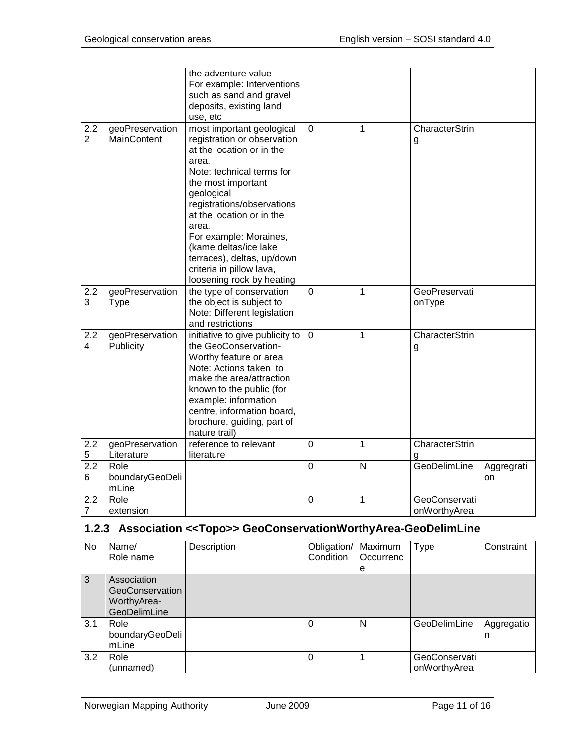| | | the adventure value<br>For example: Interventions such as sand and gravel deposits, existing land use, etc | | | | |
|---|---|---|---|---|---|---|
| 2.22 | geoPreservation MainContent | most important geological registration or observation at the location or in the area.<br>Note: technical terms for the most important geological registrations/observations at the location or in the area.<br>For example: Moraines, (kame deltas/ice lake terraces), deltas, up/down criteria in pillow lava, loosening rock by heating | 0 | 1 | CharacterString | |
| 2.23 | geoPreservation Type | the type of conservation the object is subject to<br>Note: Different legislation and restrictions | 0 | 1 | GeoPreservationType | |
| 2.24 | geoPreservation Publicity | initiative to give publicity to the GeoConservation-Worthy feature or area<br>Note: Actions taken to make the area/attraction known to the public (for example: information centre, information board, brochure, guiding, part of nature trail) | 0 | 1 | CharacterString | |
| 2.25 | geoPreservation Literature | reference to relevant literature | 0 | 1 | CharacterString | |
| 2.26 | Role boundaryGeoDelimLine | | 0 | N | GeoDelimLine | Aggregation |
| 2.27 | Role extension | | 0 | 1 | GeoConservationWorthyArea | |

### 1.2.3 Association <<Topo>> GeoConservationWorthyArea-GeoDelimLine

| No | Name/<br>Role name | Description | Obligation/<br>Condition | Maximum Occurrence | Type | Constraint |
|---|---|---|---|---|---|---|
| 3 | Association GeoConservationWorthyArea-GeoDelimLine | | | | | |
| 3.1 | Role boundaryGeoDelimLine | | 0 | N | GeoDelimLine | Aggregation |
| 3.2 | Role (unnamed) | | 0 | 1 | GeoConservationWorthyArea | |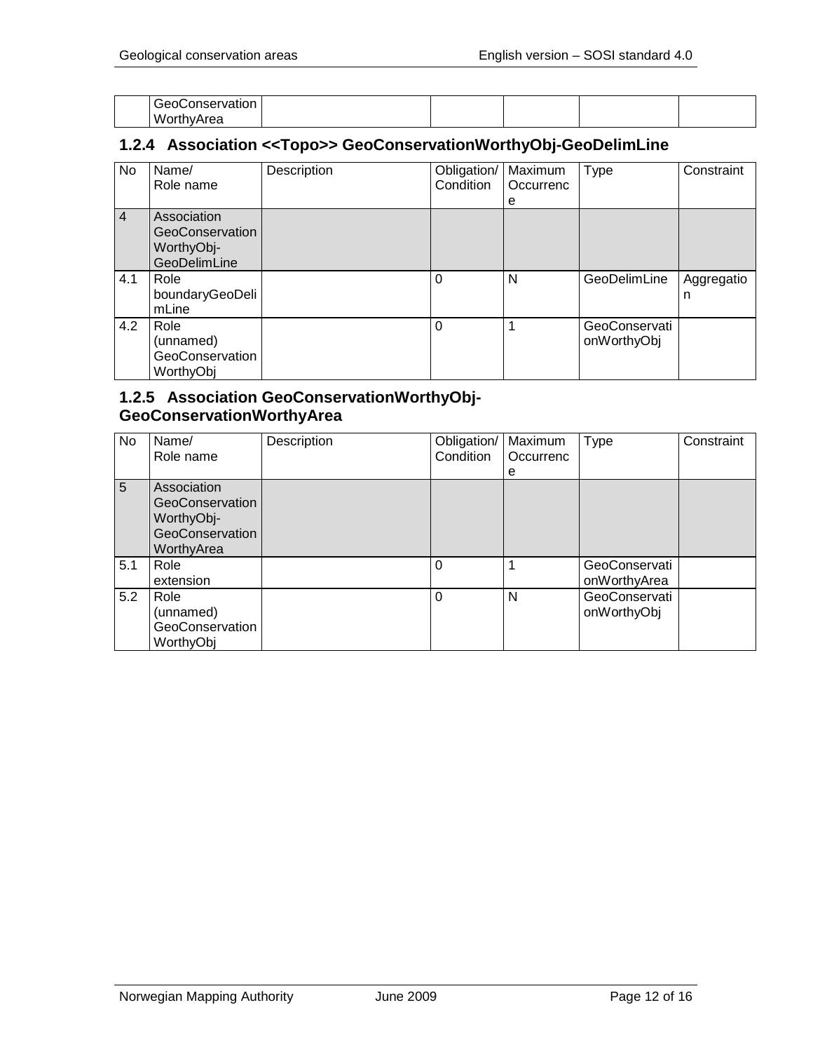| | GeoConservationWorthyArea | | | | | |
|---|---|---|---|---|---|---|

### 1.2.4 Association <<Topo>> GeoConservationWorthyObj-GeoDelimLine

| No | Name/ Role name | Description | Obligation/ Condition | Maximum Occurrence | Type | Constraint |
|---|---|---|---|---|---|---|
| 4 | Association GeoConservationWorthyObj-GeoDelimLine | | | | | |
| 4.1 | Role boundaryGeoDelimLine | | 0 | N | GeoDelimLine | Aggregation |
| 4.2 | Role (unnamed) GeoConservationWorthyObj | | 0 | 1 | GeoConservationWorthyObj | |

### 1.2.5 Association GeoConservationWorthyObj-GeoConservationWorthyArea

| No | Name/ Role name | Description | Obligation/ Condition | Maximum Occurrence | Type | Constraint |
|---|---|---|---|---|---|---|
| 5 | Association GeoConservationWorthyObj-GeoConservationWorthyArea | | | | | |
| 5.1 | Role extension | | 0 | 1 | GeoConservationWorthyArea | |
| 5.2 | Role (unnamed) GeoConservationWorthyObj | | 0 | N | GeoConservationWorthyObj | |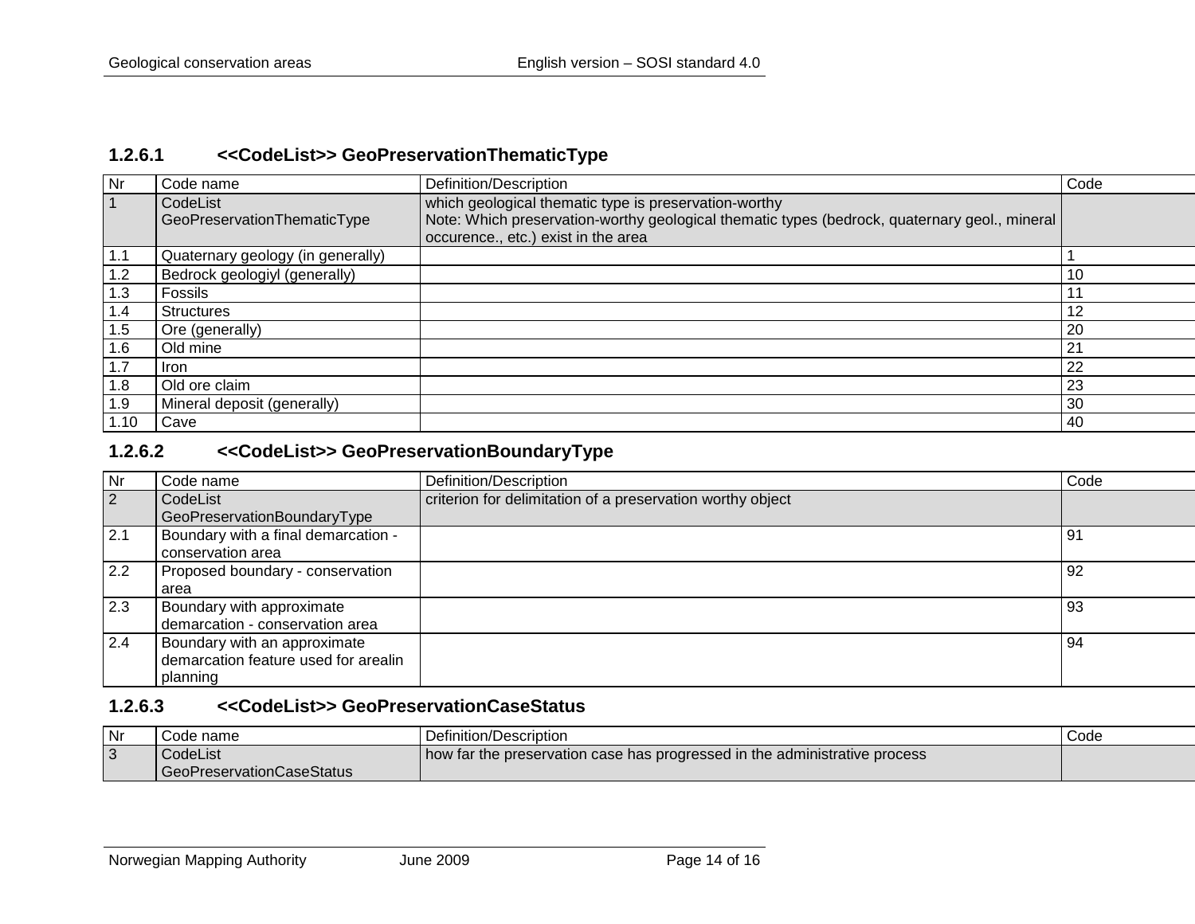### 1.2.6.1 <<CodeList>> GeoPreservationThematicType

| Nr | Code name | Definition/Description | Code |
|---|---|---|---|
| 1 | CodeList GeoPreservationThematicType | which geological thematic type is preservation-worthy<br>Note: Which preservation-worthy geological thematic types (bedrock, quaternary geol., mineral occurence., etc.) exist in the area | |
| 1.1 | Quaternary geology (in generally) | | 1 |
| 1.2 | Bedrock geologiyl (generally) | | 10 |
| 1.3 | Fossils | | 11 |
| 1.4 | Structures | | 12 |
| 1.5 | Ore (generally) | | 20 |
| 1.6 | Old mine | | 21 |
| 1.7 | Iron | | 22 |
| 1.8 | Old ore claim | | 23 |
| 1.9 | Mineral deposit (generally) | | 30 |
| 1.10 | Cave | | 40 |

### 1.2.6.2 <<CodeList>> GeoPreservationBoundaryType

| Nr | Code name | Definition/Description | Code |
|---|---|---|---|
| 2 | CodeList GeoPreservationBoundaryType | criterion for delimitation of a preservation worthy object | |
| 2.1 | Boundary with a final demarcation - conservation area | | 91 |
| 2.2 | Proposed boundary - conservation area | | 92 |
| 2.3 | Boundary with approximate demarcation - conservation area | | 93 |
| 2.4 | Boundary with an approximate demarcation feature used for arealin planning | | 94 |

### 1.2.6.3 <<CodeList>> GeoPreservationCaseStatus

| Nr | Code name | Definition/Description | Code |
|---|---|---|---|
| 3 | CodeList GeoPreservationCaseStatus | how far the preservation case has progressed in the administrative process | |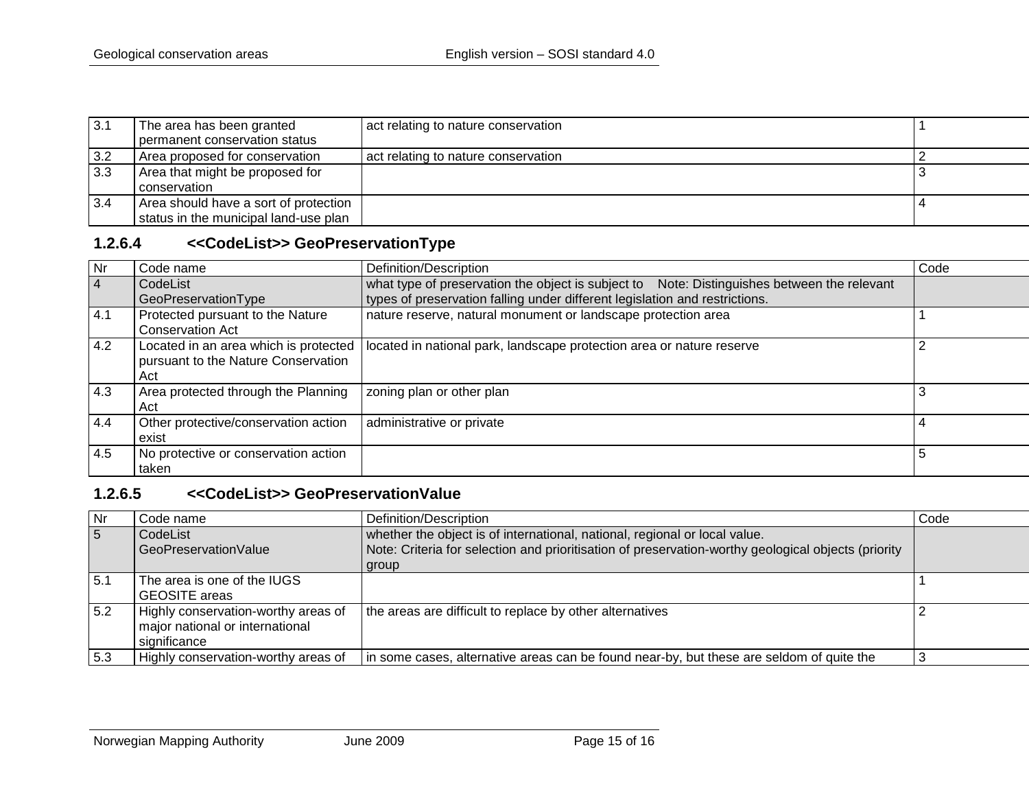| | | | |
|---|---|---|---|
| 3.1 | The area has been granted permanent conservation status | act relating to nature conservation | 1 |
| 3.2 | Area proposed for conservation | act relating to nature conservation | 2 |
| 3.3 | Area that might be proposed for conservation | | 3 |
| 3.4 | Area should have a sort of protection status in the municipal land-use plan | | 4 |

### 1.2.6.4 <<CodeList>> GeoPreservationType

| Nr | Code name | Definition/Description | Code |
|---|---|---|---|
| 4 | CodeList GeoPreservationType | what type of preservation the object is subject to Note: Distinguishes between the relevant types of preservation falling under different legislation and restrictions. | |
| 4.1 | Protected pursuant to the Nature Conservation Act | nature reserve, natural monument or landscape protection area | 1 |
| 4.2 | Located in an area which is protected pursuant to the Nature Conservation Act | located in national park, landscape protection area or nature reserve | 2 |
| 4.3 | Area protected through the Planning Act | zoning plan or other plan | 3 |
| 4.4 | Other protective/conservation action exist | administrative or private | 4 |
| 4.5 | No protective or conservation action taken | | 5 |

### 1.2.6.5 <<CodeList>> GeoPreservationValue

| Nr | Code name | Definition/Description | Code |
|---|---|---|---|
| 5 | CodeList GeoPreservationValue | whether the object is of international, national, regional or local value. Note: Criteria for selection and prioritisation of preservation-worthy geological objects (priority group | |
| 5.1 | The area is one of the IUGS GEOSITE areas | | 1 |
| 5.2 | Highly conservation-worthy areas of major national or international significance | the areas are difficult to replace by other alternatives | 2 |
| 5.3 | Highly conservation-worthy areas of | in some cases, alternative areas can be found near-by, but these are seldom of quite the | 3 |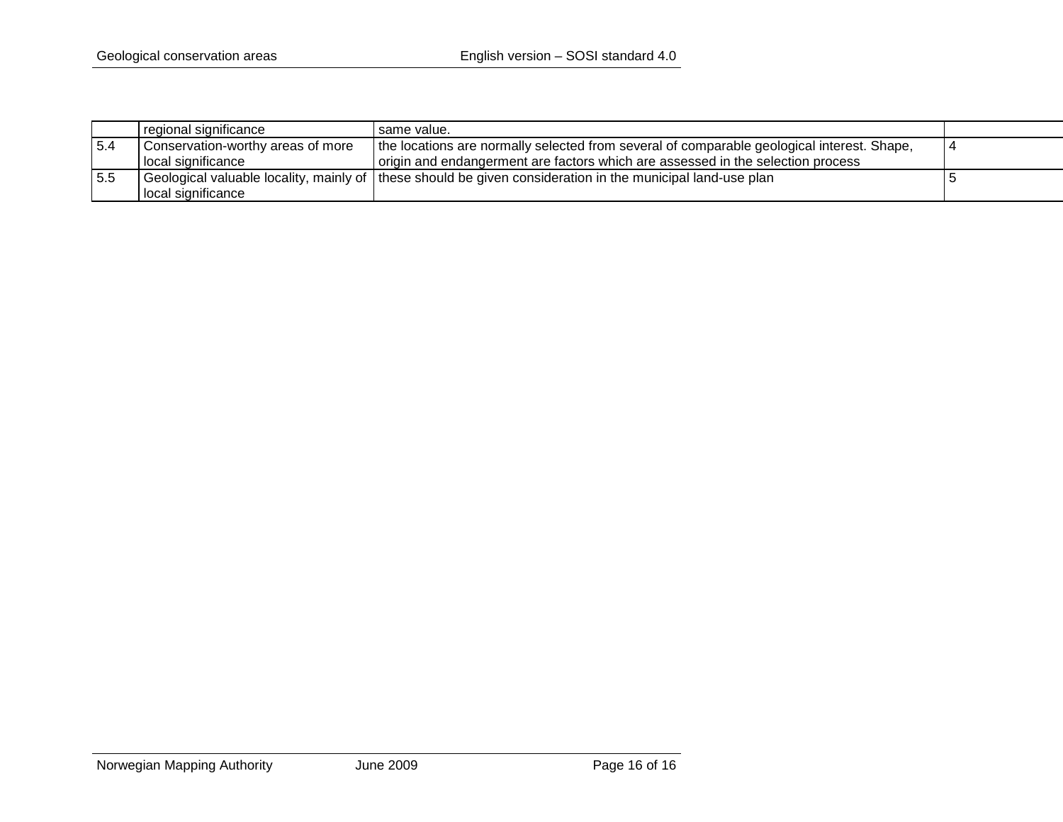| | | | |
|---|---|---|---|
| | regional significance | same value. | |
| 5.4 | Conservation-worthy areas of more local significance | the locations are normally selected from several of comparable geological interest. Shape, origin and endangerment are factors which are assessed in the selection process | 4 |
| 5.5 | Geological valuable locality, mainly of local significance | these should be given consideration in the municipal land-use plan | 5 |